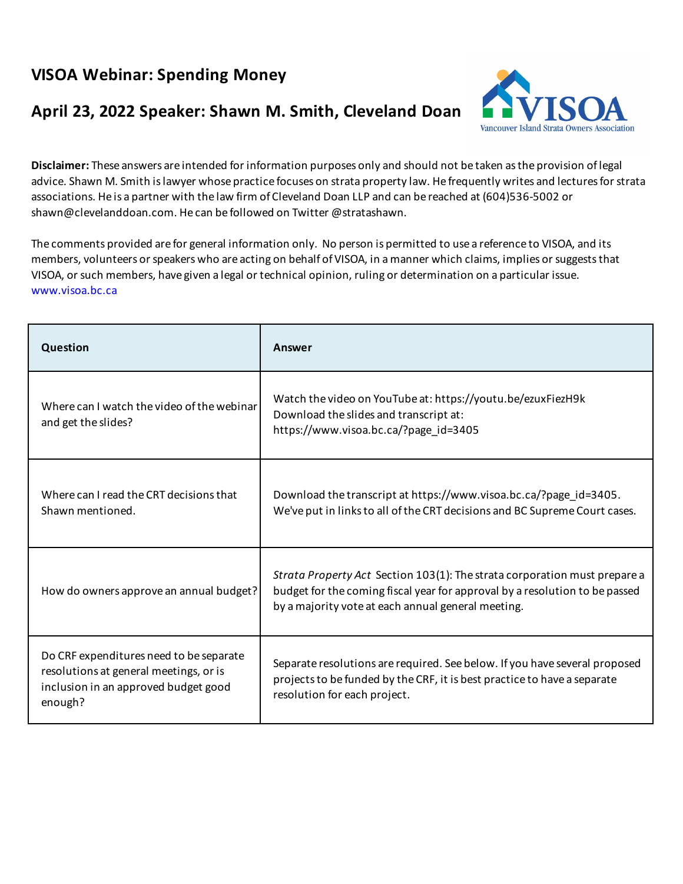## VISOA Webinar: Spending Money

## April 23, 2022 Speaker: Shawn M. Smith, Cleveland Doan

**Disclaimer:** These answers are intended for information purposes only and should not be taken as the provision of legal advice. Shawn M. Smith is lawyer whose practice focuses on strata property law. He frequently writes and lectures for strata associations. He is a partner with the law firm of Cleveland Doan LLP and can be reached at (604)536-5002 or shawn@clevelanddoan.com. He can be followed on Twitter @stratashawn.

The comments provided are for general information only. No person is permitted to use a reference to VISOA, and its members, volunteers or speakers who are acting on behalf of VISOA, in a manner which claims, implies or suggests that VISOA, or such members, have given a legal or technical opinion, ruling or determination on a particular issue. www.visoa.bc.ca

| Question | Answer |
| --- | --- |
| Where can I watch the video of the webinar and get the slides? | Watch the video on YouTube at: https://youtu.be/ezuxFiezH9k Download the slides and transcript at: https://www.visoa.bc.ca/?page_id=3405 |
| Where can I read the CRT decisions that Shawn mentioned. | Download the transcript at https://www.visoa.bc.ca/?page_id=3405. We've put in links to all of the CRT decisions and BC Supreme Court cases. |
| How do owners approve an annual budget? | *Strata Property Act* Section 103(1): The strata corporation must prepare a budget for the coming fiscal year for approval by a resolution to be passed by a majority vote at each annual general meeting. |
| Do CRF expenditures need to be separate resolutions at general meetings, or is inclusion in an approved budget good enough? | Separate resolutions are required. See below. If you have several proposed projects to be funded by the CRF, it is best practice to have a separate resolution for each project. |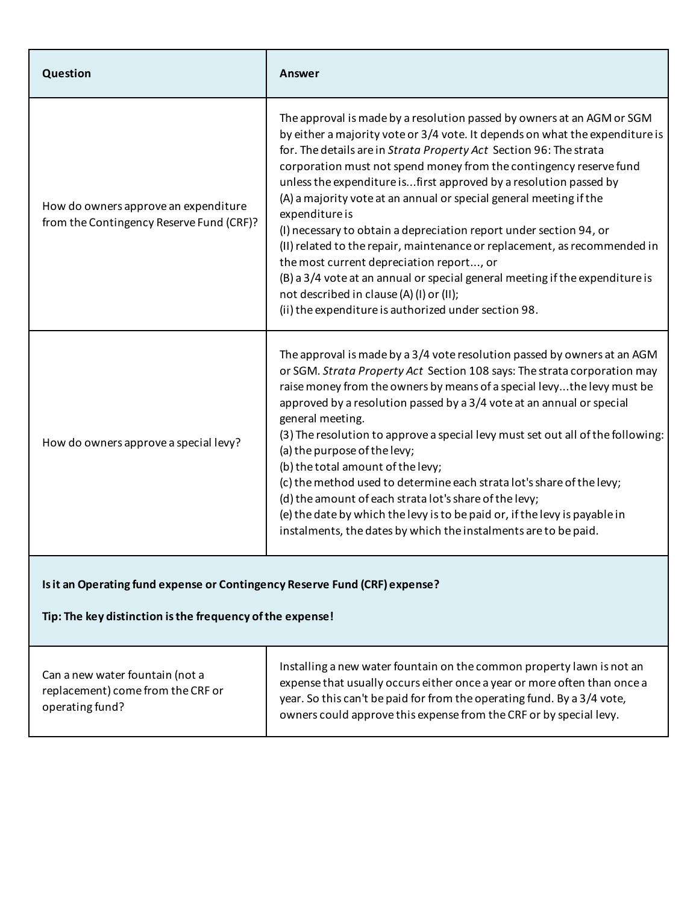| Question | Answer |
| --- | --- |
| How do owners approve an expenditure from the Contingency Reserve Fund (CRF)? | The approval is made by a resolution passed by owners at an AGM or SGM by either a majority vote or 3/4 vote. It depends on what the expenditure is for. The details are in *Strata Property Act* Section 96: The strata corporation must not spend money from the contingency reserve fund unless the expenditure is...first approved by a resolution passed by<br>(A) a majority vote at an annual or special general meeting if the expenditure is<br>(I) necessary to obtain a depreciation report under section 94, or<br>(II) related to the repair, maintenance or replacement, as recommended in the most current depreciation report..., or<br>(B) a 3/4 vote at an annual or special general meeting if the expenditure is not described in clause (A) (I) or (II);<br>(ii) the expenditure is authorized under section 98. |
| How do owners approve a special levy? | The approval is made by a 3/4 vote resolution passed by owners at an AGM or SGM. *Strata Property Act* Section 108 says: The strata corporation may raise money from the owners by means of a special levy...the levy must be approved by a resolution passed by a 3/4 vote at an annual or special general meeting.<br>(3) The resolution to approve a special levy must set out all of the following:<br>(a) the purpose of the levy;<br>(b) the total amount of the levy;<br>(c) the method used to determine each strata lot's share of the levy;<br>(d) the amount of each strata lot's share of the levy;<br>(e) the date by which the levy is to be paid or, if the levy is payable in instalments, the dates by which the instalments are to be paid. |
| **Is it an Operating fund expense or Contingency Reserve Fund (CRF) expense?**<br><br>**Tip: The key distinction is the frequency of the expense!** | |
| Can a new water fountain (not a replacement) come from the CRF or operating fund? | Installing a new water fountain on the common property lawn is not an expense that usually occurs either once a year or more often than once a year. So this can't be paid for from the operating fund. By a 3/4 vote, owners could approve this expense from the CRF or by special levy. |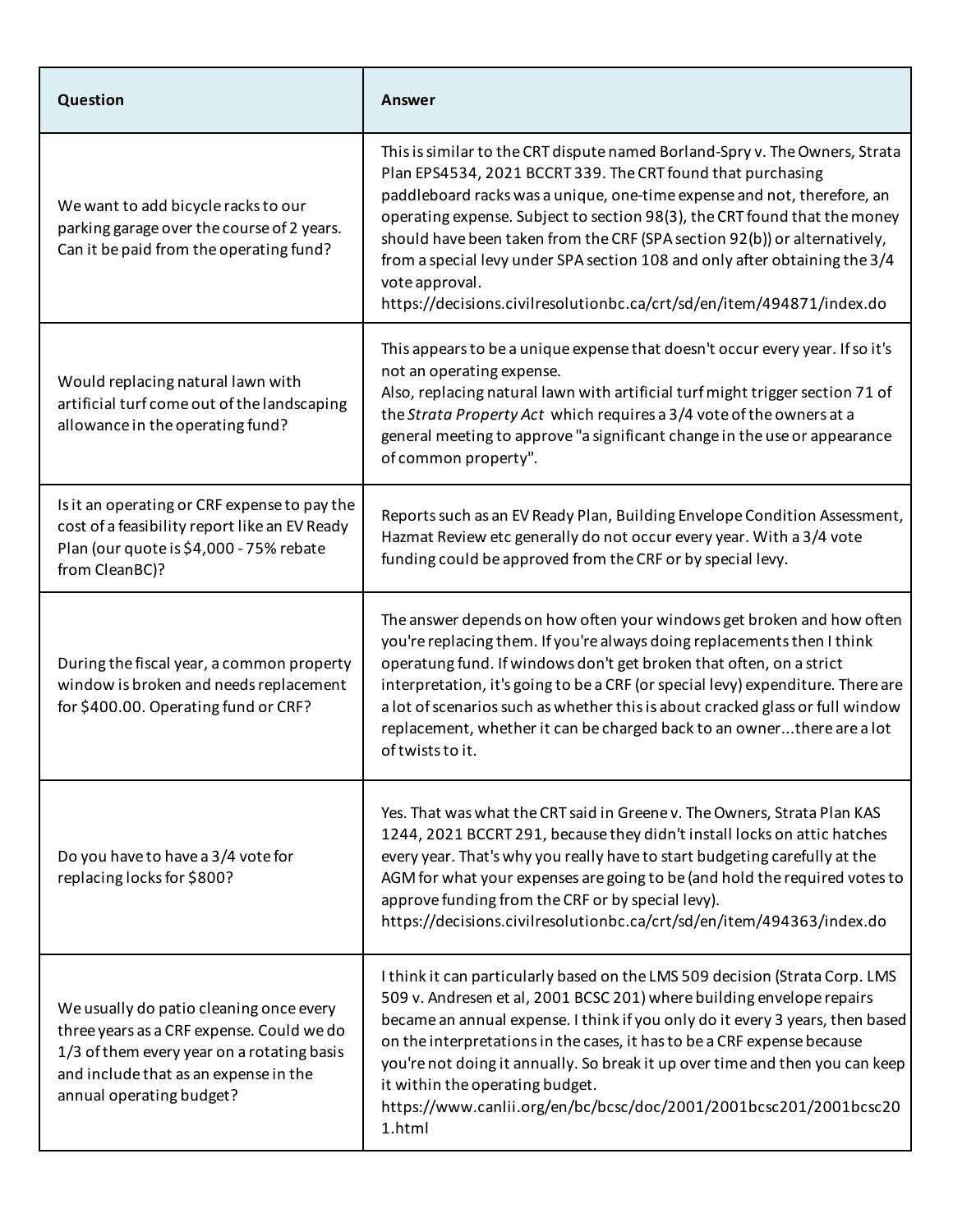| Question | Answer |
|---|---|
| We want to add bicycle racks to our parking garage over the course of 2 years. Can it be paid from the operating fund? | This is similar to the CRT dispute named Borland-Spry v. The Owners, Strata Plan EPS4534, 2021 BCCRT 339. The CRT found that purchasing paddleboard racks was a unique, one-time expense and not, therefore, an operating expense. Subject to section 98(3), the CRT found that the money should have been taken from the CRF (SPA section 92(b)) or alternatively, from a special levy under SPA section 108 and only after obtaining the 3/4 vote approval. https://decisions.civilresolutionbc.ca/crt/sd/en/item/494871/index.do |
| Would replacing natural lawn with artificial turf come out of the landscaping allowance in the operating fund? | This appears to be a unique expense that doesn't occur every year. If so it's not an operating expense. Also, replacing natural lawn with artificial turf might trigger section 71 of the *Strata Property Act* which requires a 3/4 vote of the owners at a general meeting to approve "a significant change in the use or appearance of common property". |
| Is it an operating or CRF expense to pay the cost of a feasibility report like an EV Ready Plan (our quote is $4,000 - 75% rebate from CleanBC)? | Reports such as an EV Ready Plan, Building Envelope Condition Assessment, Hazmat Review etc generally do not occur every year. With a 3/4 vote funding could be approved from the CRF or by special levy. |
| During the fiscal year, a common property window is broken and needs replacement for $400.00. Operating fund or CRF? | The answer depends on how often your windows get broken and how often you're replacing them. If you're always doing replacements then I think operatung fund. If windows don't get broken that often, on a strict interpretation, it's going to be a CRF (or special levy) expenditure. There are a lot of scenarios such as whether this is about cracked glass or full window replacement, whether it can be charged back to an owner...there are a lot of twists to it. |
| Do you have to have a 3/4 vote for replacing locks for $800? | Yes. That was what the CRT said in Greene v. The Owners, Strata Plan KAS 1244, 2021 BCCRT 291, because they didn't install locks on attic hatches every year. That's why you really have to start budgeting carefully at the AGM for what your expenses are going to be (and hold the required votes to approve funding from the CRF or by special levy). https://decisions.civilresolutionbc.ca/crt/sd/en/item/494363/index.do |
| We usually do patio cleaning once every three years as a CRF expense. Could we do 1/3 of them every year on a rotating basis and include that as an expense in the annual operating budget? | I think it can particularly based on the LMS 509 decision (Strata Corp. LMS 509 v. Andresen et al, 2001 BCSC 201) where building envelope repairs became an annual expense. I think if you only do it every 3 years, then based on the interpretations in the cases, it has to be a CRF expense because you're not doing it annually. So break it up over time and then you can keep it within the operating budget. https://www.canlii.org/en/bc/bcsc/doc/2001/2001bcsc201/2001bcsc201.html |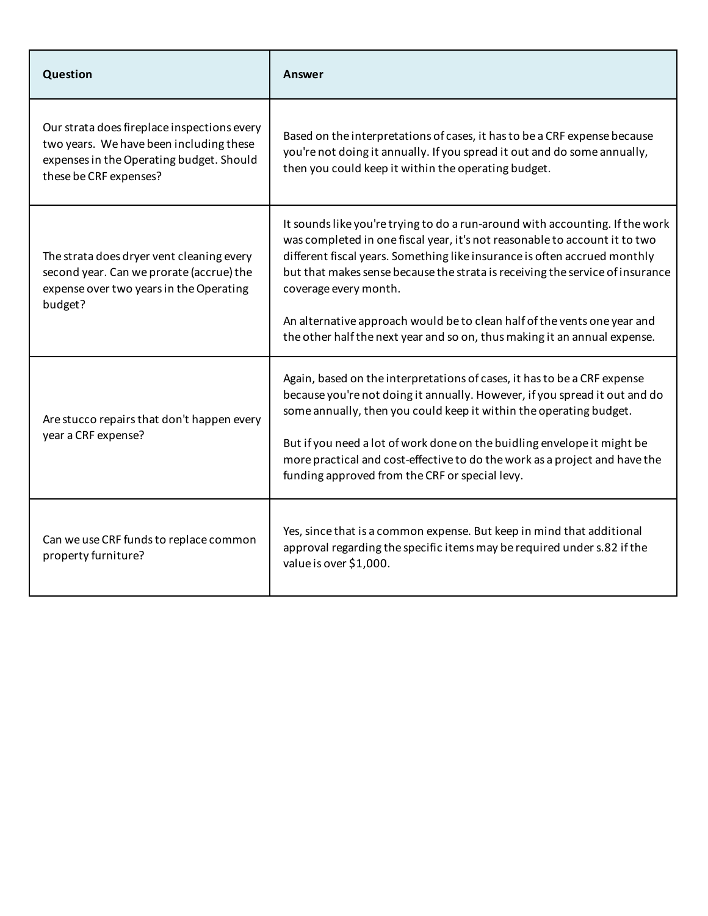| Question | Answer |
| --- | --- |
| Our strata does fireplace inspections every two years. We have been including these expenses in the Operating budget. Should these be CRF expenses? | Based on the interpretations of cases, it has to be a CRF expense because you're not doing it annually. If you spread it out and do some annually, then you could keep it within the operating budget. |
| The strata does dryer vent cleaning every second year. Can we prorate (accrue) the expense over two years in the Operating budget? | It sounds like you're trying to do a run-around with accounting. If the work was completed in one fiscal year, it's not reasonable to account it to two different fiscal years. Something like insurance is often accrued monthly but that makes sense because the strata is receiving the service of insurance coverage every month.<br><br>An alternative approach would be to clean half of the vents one year and the other half the next year and so on, thus making it an annual expense. |
| Are stucco repairs that don't happen every year a CRF expense? | Again, based on the interpretations of cases, it has to be a CRF expense because you're not doing it annually. However, if you spread it out and do some annually, then you could keep it within the operating budget.<br><br>But if you need a lot of work done on the buidling envelope it might be more practical and cost-effective to do the work as a project and have the funding approved from the CRF or special levy. |
| Can we use CRF funds to replace common property furniture? | Yes, since that is a common expense. But keep in mind that additional approval regarding the specific items may be required under s.82 if the value is over $1,000. |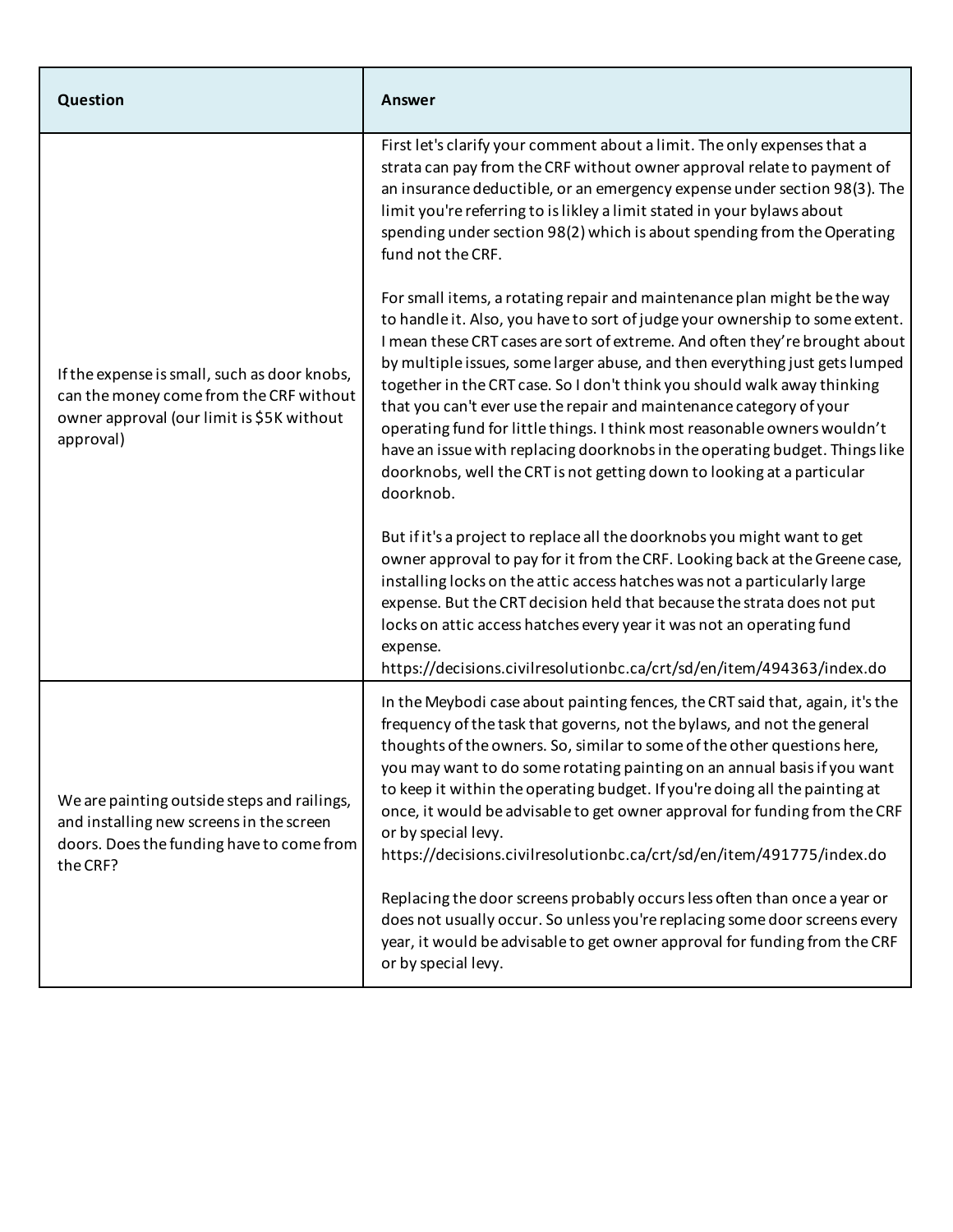| Question | Answer |
| --- | --- |
| If the expense is small, such as door knobs, can the money come from the CRF without owner approval (our limit is $5K without approval) | First let's clarify your comment about a limit. The only expenses that a strata can pay from the CRF without owner approval relate to payment of an insurance deductible, or an emergency expense under section 98(3). The limit you're referring to is likley a limit stated in your bylaws about spending under section 98(2) which is about spending from the Operating fund not the CRF.<br><br>For small items, a rotating repair and maintenance plan might be the way to handle it. Also, you have to sort of judge your ownership to some extent. I mean these CRT cases are sort of extreme. And often they're brought about by multiple issues, some larger abuse, and then everything just gets lumped together in the CRT case. So I don't think you should walk away thinking that you can't ever use the repair and maintenance category of your operating fund for little things. I think most reasonable owners wouldn't have an issue with replacing doorknobs in the operating budget. Things like doorknobs, well the CRT is not getting down to looking at a particular doorknob.<br><br>But if it's a project to replace all the doorknobs you might want to get owner approval to pay for it from the CRF. Looking back at the Greene case, installing locks on the attic access hatches was not a particularly large expense. But the CRT decision held that because the strata does not put locks on attic access hatches every year it was not an operating fund expense.<br>https://decisions.civilresolutionbc.ca/crt/sd/en/item/494363/index.do |
| We are painting outside steps and railings, and installing new screens in the screen doors. Does the funding have to come from the CRF? | In the Meybodi case about painting fences, the CRT said that, again, it's the frequency of the task that governs, not the bylaws, and not the general thoughts of the owners. So, similar to some of the other questions here, you may want to do some rotating painting on an annual basis if you want to keep it within the operating budget. If you're doing all the painting at once, it would be advisable to get owner approval for funding from the CRF or by special levy.<br>https://decisions.civilresolutionbc.ca/crt/sd/en/item/491775/index.do<br><br>Replacing the door screens probably occurs less often than once a year or does not usually occur. So unless you're replacing some door screens every year, it would be advisable to get owner approval for funding from the CRF or by special levy. |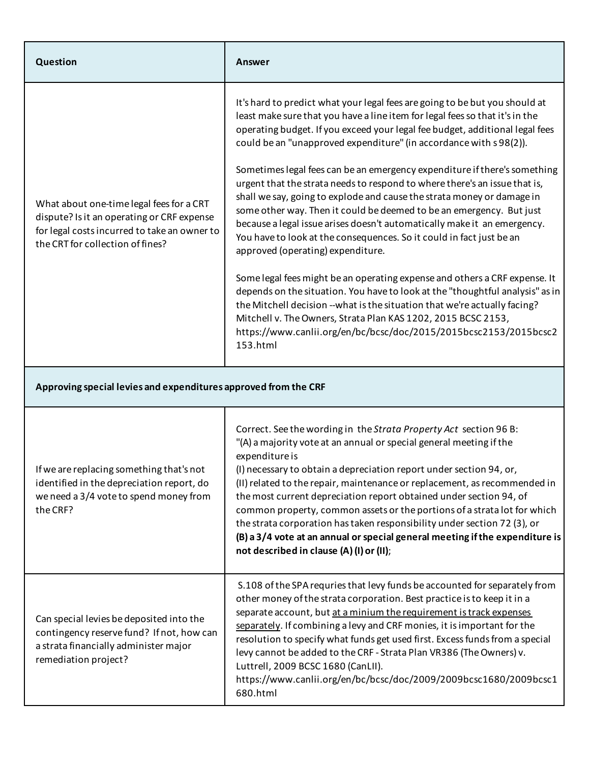| Question | Answer |
| --- | --- |
| What about one-time legal fees for a CRT dispute? Is it an operating or CRF expense for legal costs incurred to take an owner to the CRT for collection of fines? | It's hard to predict what your legal fees are going to be but you should at least make sure that you have a line item for legal fees so that it's in the operating budget. If you exceed your legal fee budget, additional legal fees could be an "unapproved expenditure" (in accordance with s 98(2)).<br><br>Sometimes legal fees can be an emergency expenditure if there's something urgent that the strata needs to respond to where there's an issue that is, shall we say, going to explode and cause the strata money or damage in some other way. Then it could be deemed to be an emergency. But just because a legal issue arises doesn't automatically make it an emergency. You have to look at the consequences. So it could in fact just be an approved (operating) expenditure.<br><br>Some legal fees might be an operating expense and others a CRF expense. It depends on the situation. You have to look at the "thoughtful analysis" as in the Mitchell decision --what is the situation that we're actually facing? Mitchell v. The Owners, Strata Plan KAS 1202, 2015 BCSC 2153, https://www.canlii.org/en/bc/bcsc/doc/2015/2015bcsc2153/2015bcsc2153.html |
| **Approving special levies and expenditures approved from the CRF** | |
| If we are replacing something that's not identified in the depreciation report, do we need a 3/4 vote to spend money from the CRF? | Correct. See the wording in the *Strata Property Act* section 96 B:<br>"(A) a majority vote at an annual or special general meeting if the expenditure is<br>(I) necessary to obtain a depreciation report under section 94, or,<br>(II) related to the repair, maintenance or replacement, as recommended in the most current depreciation report obtained under section 94, of common property, common assets or the portions of a strata lot for which the strata corporation has taken responsibility under section 72 (3), or<br>**(B) a 3/4 vote at an annual or special general meeting if the expenditure is not described in clause (A) (I) or (II)**; |
| Can special levies be deposited into the contingency reserve fund? If not, how can a strata financially administer major remediation project? | S.108 of the SPA requries that levy funds be accounted for separately from other money of the strata corporation. Best practice is to keep it in a separate account, but <u>at a minium the requirement is track expenses separately</u>. If combining a levy and CRF monies, it is important for the resolution to specify what funds get used first. Excess funds from a special levy cannot be added to the CRF - Strata Plan VR386 (The Owners) v. Luttrell, 2009 BCSC 1680 (CanLII). https://www.canlii.org/en/bc/bcsc/doc/2009/2009bcsc1680/2009bcsc1680.html |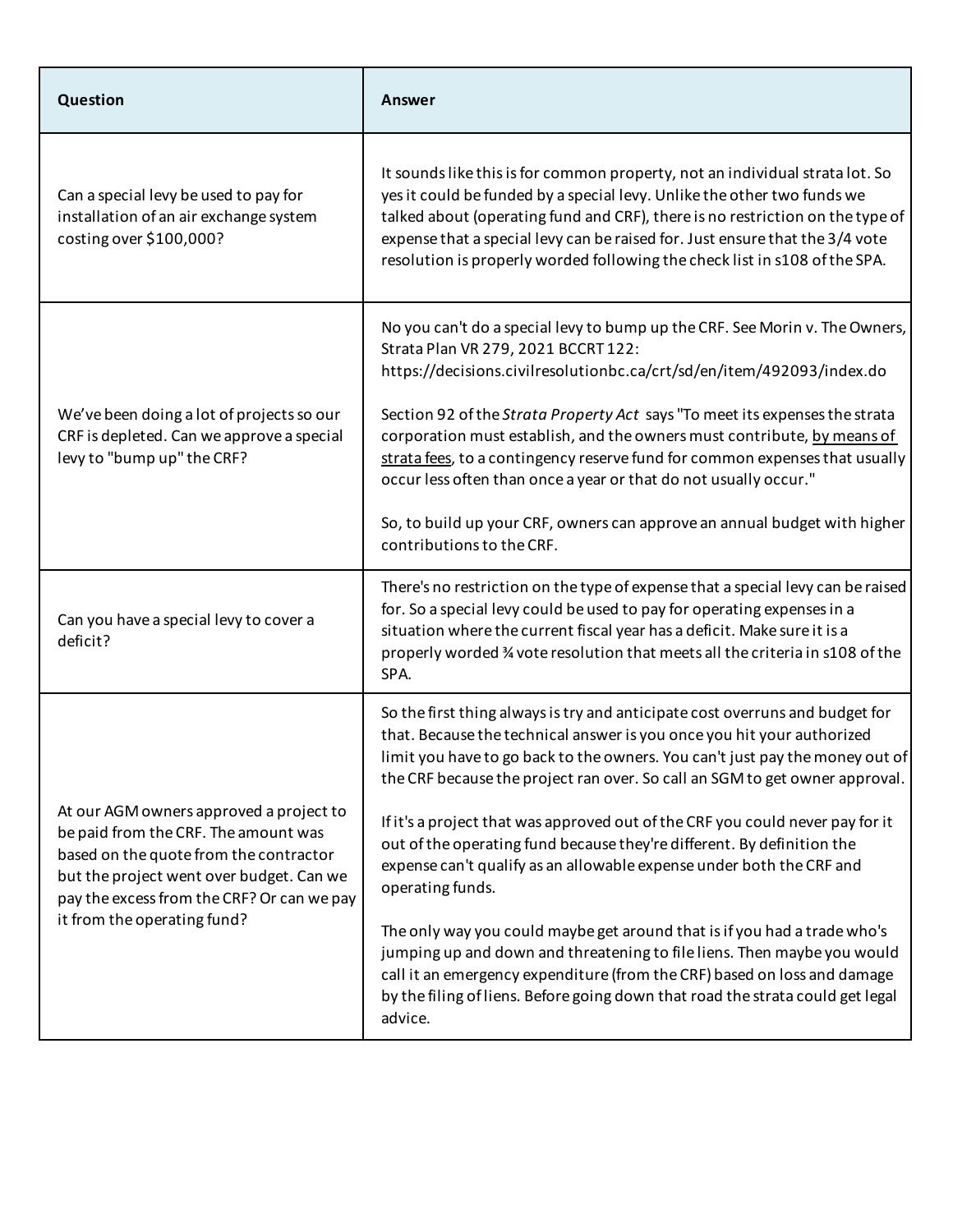| Question | Answer |
| --- | --- |
| Can a special levy be used to pay for installation of an air exchange system costing over $100,000? | It sounds like this is for common property, not an individual strata lot. So yes it could be funded by a special levy. Unlike the other two funds we talked about (operating fund and CRF), there is no restriction on the type of expense that a special levy can be raised for. Just ensure that the 3/4 vote resolution is properly worded following the check list in s108 of the SPA. |
| We've been doing a lot of projects so our CRF is depleted. Can we approve a special levy to "bump up" the CRF? | No you can't do a special levy to bump up the CRF. See Morin v. The Owners, Strata Plan VR 279, 2021 BCCRT 122: https://decisions.civilresolutionbc.ca/crt/sd/en/item/492093/index.do<br><br>Section 92 of the *Strata Property Act* says "To meet its expenses the strata corporation must establish, and the owners must contribute, <u>by means of strata fees</u>, to a contingency reserve fund for common expenses that usually occur less often than once a year or that do not usually occur."<br><br>So, to build up your CRF, owners can approve an annual budget with higher contributions to the CRF. |
| Can you have a special levy to cover a deficit? | There's no restriction on the type of expense that a special levy can be raised for. So a special levy could be used to pay for operating expenses in a situation where the current fiscal year has a deficit. Make sure it is a properly worded ¾ vote resolution that meets all the criteria in s108 of the SPA. |
| At our AGM owners approved a project to be paid from the CRF. The amount was based on the quote from the contractor but the project went over budget. Can we pay the excess from the CRF? Or can we pay it from the operating fund? | So the first thing always is try and anticipate cost overruns and budget for that. Because the technical answer is you once you hit your authorized limit you have to go back to the owners. You can't just pay the money out of the CRF because the project ran over. So call an SGM to get owner approval.<br><br>If it's a project that was approved out of the CRF you could never pay for it out of the operating fund because they're different. By definition the expense can't qualify as an allowable expense under both the CRF and operating funds.<br><br>The only way you could maybe get around that is if you had a trade who's jumping up and down and threatening to file liens. Then maybe you would call it an emergency expenditure (from the CRF) based on loss and damage by the filing of liens. Before going down that road the strata could get legal advice. |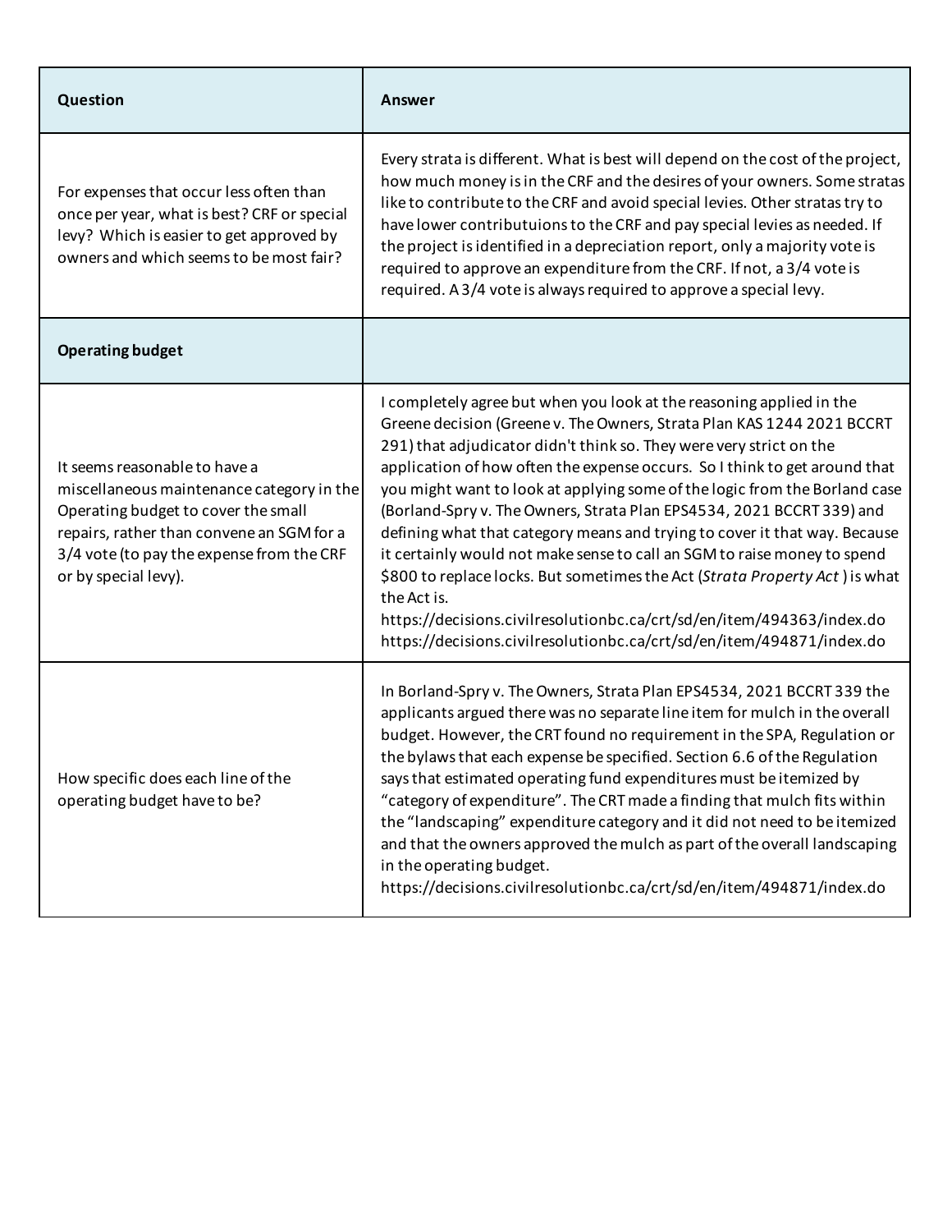| Question | Answer |
| --- | --- |
| For expenses that occur less often than once per year, what is best? CRF or special levy? Which is easier to get approved by owners and which seems to be most fair? | Every strata is different. What is best will depend on the cost of the project, how much money is in the CRF and the desires of your owners. Some stratas like to contribute to the CRF and avoid special levies. Other stratas try to have lower contributuions to the CRF and pay special levies as needed. If the project is identified in a depreciation report, only a majority vote is required to approve an expenditure from the CRF. If not, a 3/4 vote is required. A 3/4 vote is always required to approve a special levy. |
| **Operating budget** | |
| It seems reasonable to have a miscellaneous maintenance category in the Operating budget to cover the small repairs, rather than convene an SGM for a 3/4 vote (to pay the expense from the CRF or by special levy). | I completely agree but when you look at the reasoning applied in the Greene decision (Greene v. The Owners, Strata Plan KAS 1244 2021 BCCRT 291) that adjudicator didn't think so. They were very strict on the application of how often the expense occurs. So I think to get around that you might want to look at applying some of the logic from the Borland case (Borland-Spry v. The Owners, Strata Plan EPS4534, 2021 BCCRT 339) and defining what that category means and trying to cover it that way. Because it certainly would not make sense to call an SGM to raise money to spend $800 to replace locks. But sometimes the Act (*Strata Property Act*) is what the Act is. https://decisions.civilresolutionbc.ca/crt/sd/en/item/494363/index.do https://decisions.civilresolutionbc.ca/crt/sd/en/item/494871/index.do |
| How specific does each line of the operating budget have to be? | In Borland-Spry v. The Owners, Strata Plan EPS4534, 2021 BCCRT 339 the applicants argued there was no separate line item for mulch in the overall budget. However, the CRT found no requirement in the SPA, Regulation or the bylaws that each expense be specified. Section 6.6 of the Regulation says that estimated operating fund expenditures must be itemized by "category of expenditure". The CRT made a finding that mulch fits within the "landscaping" expenditure category and it did not need to be itemized and that the owners approved the mulch as part of the overall landscaping in the operating budget. https://decisions.civilresolutionbc.ca/crt/sd/en/item/494871/index.do |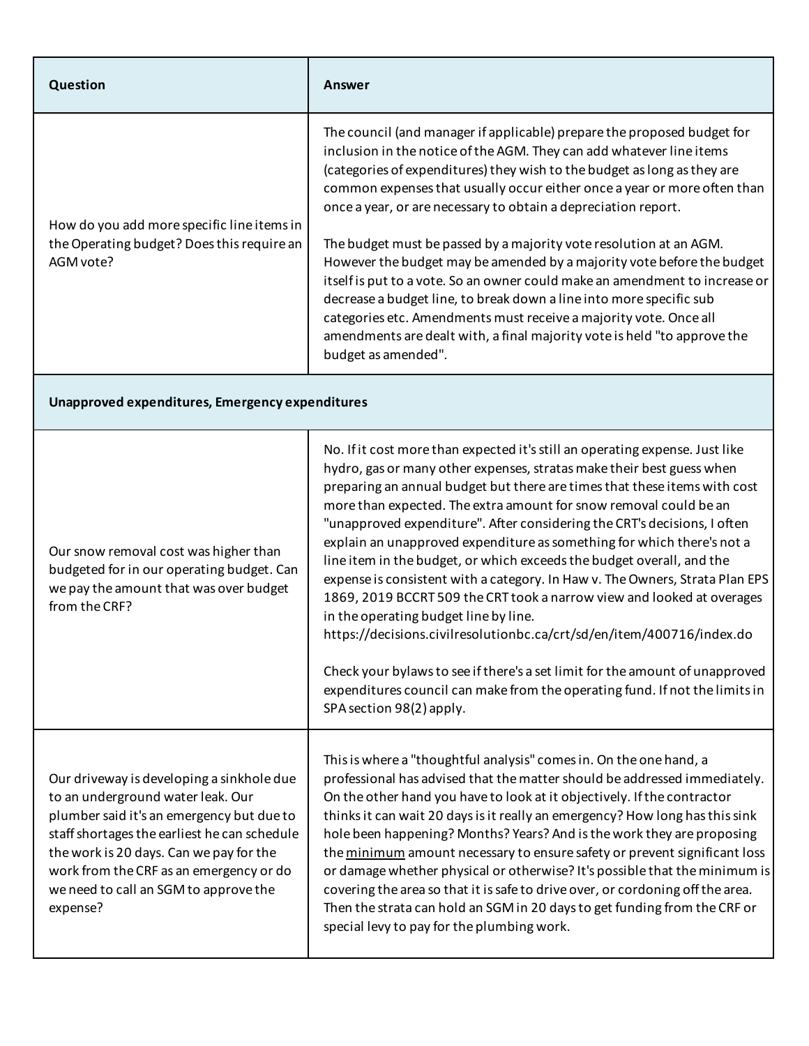| Question | Answer |
| --- | --- |
| How do you add more specific line items in the Operating budget? Does this require an AGM vote? | The council (and manager if applicable) prepare the proposed budget for inclusion in the notice of the AGM. They can add whatever line items (categories of expenditures) they wish to the budget as long as they are common expenses that usually occur either once a year or more often than once a year, or are necessary to obtain a depreciation report.<br><br>The budget must be passed by a majority vote resolution at an AGM. However the budget may be amended by a majority vote before the budget itself is put to a vote. So an owner could make an amendment to increase or decrease a budget line, to break down a line into more specific sub categories etc. Amendments must receive a majority vote. Once all amendments are dealt with, a final majority vote is held "to approve the budget as amended". |
| **Unapproved expenditures, Emergency expenditures** | |
| Our snow removal cost was higher than budgeted for in our operating budget. Can we pay the amount that was over budget from the CRF? | No. If it cost more than expected it's still an operating expense. Just like hydro, gas or many other expenses, stratas make their best guess when preparing an annual budget but there are times that these items with cost more than expected. The extra amount for snow removal could be an "unapproved expenditure". After considering the CRT's decisions, I often explain an unapproved expenditure as something for which there's not a line item in the budget, or which exceeds the budget overall, and the expense is consistent with a category. In Haw v. The Owners, Strata Plan EPS 1869, 2019 BCCRT 509 the CRT took a narrow view and looked at overages in the operating budget line by line. https://decisions.civilresolutionbc.ca/crt/sd/en/item/400716/index.do<br><br>Check your bylaws to see if there's a set limit for the amount of unapproved expenditures council can make from the operating fund. If not the limits in SPA section 98(2) apply. |
| Our driveway is developing a sinkhole due to an underground water leak. Our plumber said it's an emergency but due to staff shortages the earliest he can schedule the work is 20 days. Can we pay for the work from the CRF as an emergency or do we need to call an SGM to approve the expense? | This is where a "thoughtful analysis" comes in. On the one hand, a professional has advised that the matter should be addressed immediately. On the other hand you have to look at it objectively. If the contractor thinks it can wait 20 days is it really an emergency? How long has this sink hole been happening? Months? Years? And is the work they are proposing the <u>minimum</u> amount necessary to ensure safety or prevent significant loss or damage whether physical or otherwise? It's possible that the minimum is covering the area so that it is safe to drive over, or cordoning off the area. Then the strata can hold an SGM in 20 days to get funding from the CRF or special levy to pay for the plumbing work. |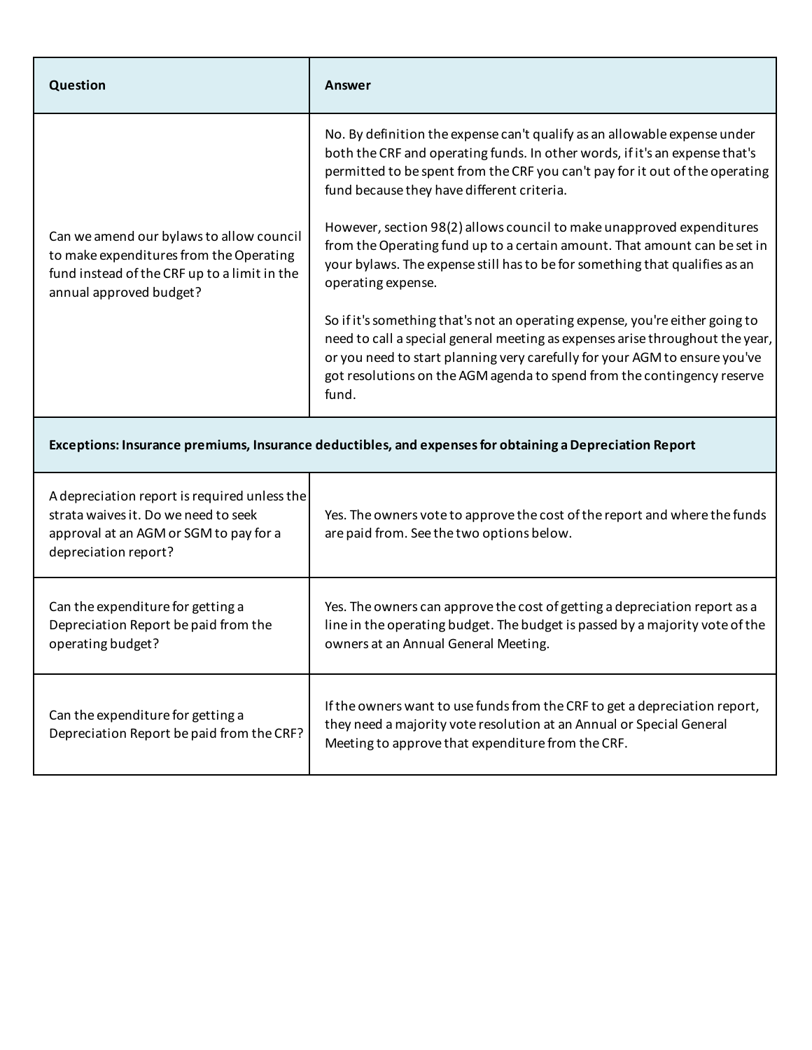| Question | Answer |
|---|---|
| Can we amend our bylaws to allow council to make expenditures from the Operating fund instead of the CRF up to a limit in the annual approved budget? | No. By definition the expense can't qualify as an allowable expense under both the CRF and operating funds. In other words, if it's an expense that's permitted to be spent from the CRF you can't pay for it out of the operating fund because they have different criteria.<br><br>However, section 98(2) allows council to make unapproved expenditures from the Operating fund up to a certain amount. That amount can be set in your bylaws. The expense still has to be for something that qualifies as an operating expense.<br><br>So if it's something that's not an operating expense, you're either going to need to call a special general meeting as expenses arise throughout the year, or you need to start planning very carefully for your AGM to ensure you've got resolutions on the AGM agenda to spend from the contingency reserve fund. |
| **Exceptions: Insurance premiums, Insurance deductibles, and expenses for obtaining a Depreciation Report** | |
| A depreciation report is required unless the strata waives it. Do we need to seek approval at an AGM or SGM to pay for a depreciation report? | Yes. The owners vote to approve the cost of the report and where the funds are paid from. See the two options below. |
| Can the expenditure for getting a Depreciation Report be paid from the operating budget? | Yes. The owners can approve the cost of getting a depreciation report as a line in the operating budget. The budget is passed by a majority vote of the owners at an Annual General Meeting. |
| Can the expenditure for getting a Depreciation Report be paid from the CRF? | If the owners want to use funds from the CRF to get a depreciation report, they need a majority vote resolution at an Annual or Special General Meeting to approve that expenditure from the CRF. |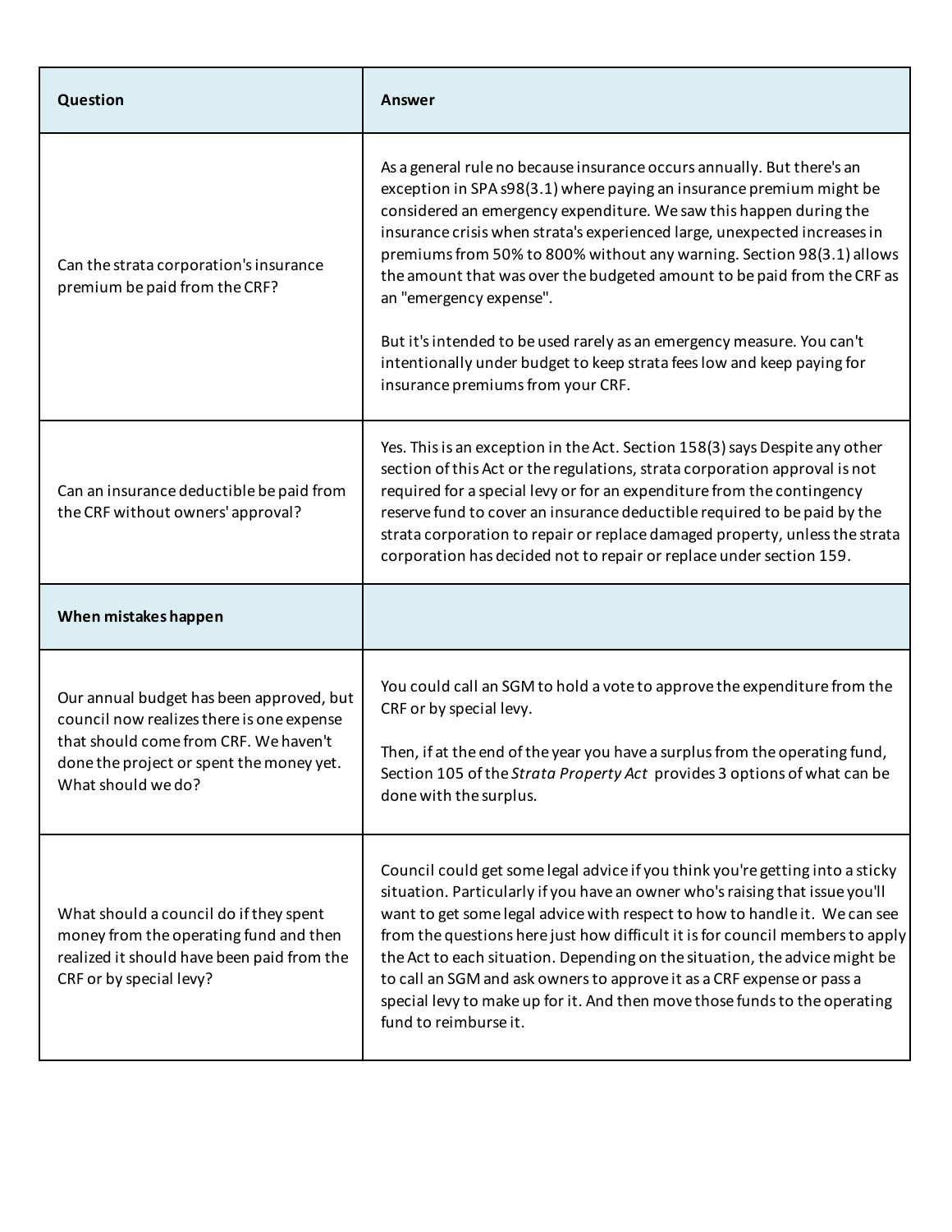| Question | Answer |
| --- | --- |
| Can the strata corporation's insurance premium be paid from the CRF? | As a general rule no because insurance occurs annually. But there's an exception in SPA s98(3.1) where paying an insurance premium might be considered an emergency expenditure. We saw this happen during the insurance crisis when strata's experienced large, unexpected increases in premiums from 50% to 800% without any warning. Section 98(3.1) allows the amount that was over the budgeted amount to be paid from the CRF as an "emergency expense".<br><br>But it's intended to be used rarely as an emergency measure. You can't intentionally under budget to keep strata fees low and keep paying for insurance premiums from your CRF. |
| Can an insurance deductible be paid from the CRF without owners' approval? | Yes. This is an exception in the Act. Section 158(3) says Despite any other section of this Act or the regulations, strata corporation approval is not required for a special levy or for an expenditure from the contingency reserve fund to cover an insurance deductible required to be paid by the strata corporation to repair or replace damaged property, unless the strata corporation has decided not to repair or replace under section 159. |
| **When mistakes happen** | |
| Our annual budget has been approved, but council now realizes there is one expense that should come from CRF. We haven't done the project or spent the money yet. What should we do? | You could call an SGM to hold a vote to approve the expenditure from the CRF or by special levy.<br><br>Then, if at the end of the year you have a surplus from the operating fund, Section 105 of the *Strata Property Act* provides 3 options of what can be done with the surplus. |
| What should a council do if they spent money from the operating fund and then realized it should have been paid from the CRF or by special levy? | Council could get some legal advice if you think you're getting into a sticky situation. Particularly if you have an owner who's raising that issue you'll want to get some legal advice with respect to how to handle it. We can see from the questions here just how difficult it is for council members to apply the Act to each situation. Depending on the situation, the advice might be to call an SGM and ask owners to approve it as a CRF expense or pass a special levy to make up for it. And then move those funds to the operating fund to reimburse it. |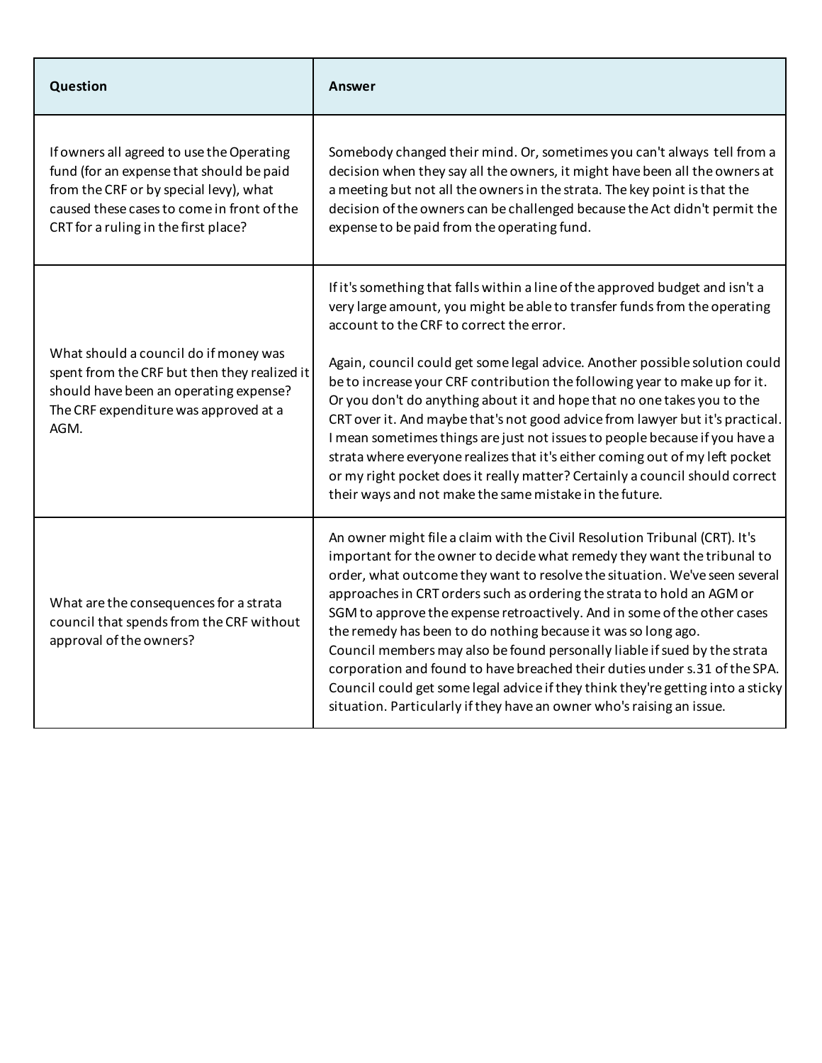| Question | Answer |
| --- | --- |
| If owners all agreed to use the Operating fund (for an expense that should be paid from the CRF or by special levy), what caused these cases to come in front of the CRT for a ruling in the first place? | Somebody changed their mind. Or, sometimes you can't always tell from a decision when they say all the owners, it might have been all the owners at a meeting but not all the owners in the strata. The key point is that the decision of the owners can be challenged because the Act didn't permit the expense to be paid from the operating fund. |
| What should a council do if money was spent from the CRF but then they realized it should have been an operating expense? The CRF expenditure was approved at a AGM. | If it's something that falls within a line of the approved budget and isn't a very large amount, you might be able to transfer funds from the operating account to the CRF to correct the error.<br><br>Again, council could get some legal advice. Another possible solution could be to increase your CRF contribution the following year to make up for it. Or you don't do anything about it and hope that no one takes you to the CRT over it. And maybe that's not good advice from lawyer but it's practical. I mean sometimes things are just not issues to people because if you have a strata where everyone realizes that it's either coming out of my left pocket or my right pocket does it really matter? Certainly a council should correct their ways and not make the same mistake in the future. |
| What are the consequences for a strata council that spends from the CRF without approval of the owners? | An owner might file a claim with the Civil Resolution Tribunal (CRT). It's important for the owner to decide what remedy they want the tribunal to order, what outcome they want to resolve the situation. We've seen several approaches in CRT orders such as ordering the strata to hold an AGM or SGM to approve the expense retroactively. And in some of the other cases the remedy has been to do nothing because it was so long ago.<br>Council members may also be found personally liable if sued by the strata corporation and found to have breached their duties under s.31 of the SPA. Council could get some legal advice if they think they're getting into a sticky situation. Particularly if they have an owner who's raising an issue. |